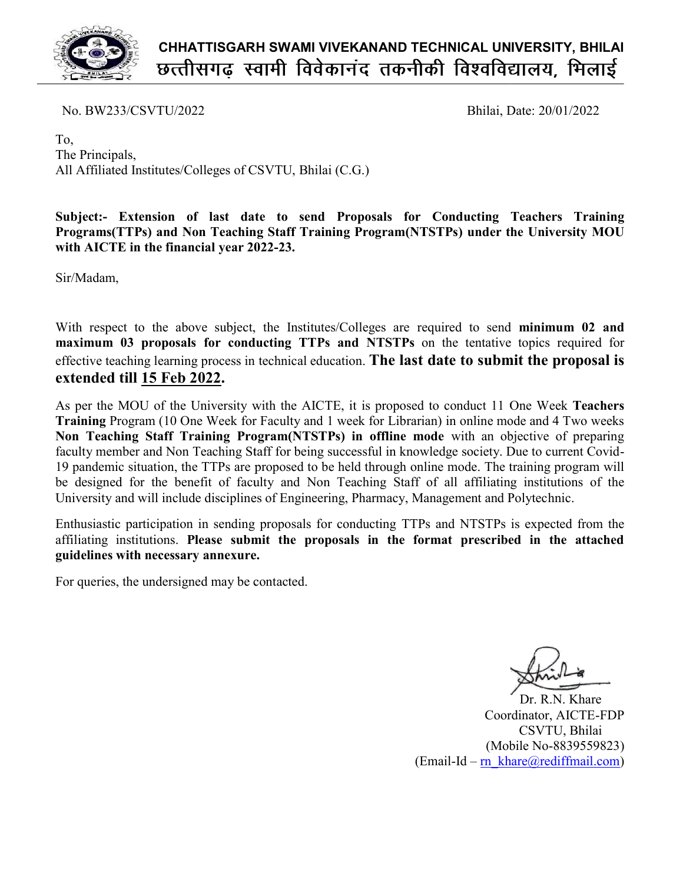**CHHATTISGARH SWAMI VIVEKANAND TECHNICAL UNIVERSITY, BHILAI**
**छत्तीसगढ़ स्वामी विवेकानंद तकनीकी विश्वविद्यालय, भिलाई**

No. BW233/CSVTU/2022 Bhilai, Date: 20/01/2022

To,
The Principals,
All Affiliated Institutes/Colleges of CSVTU, Bhilai (C.G.)

**Subject:- Extension of last date to send Proposals for Conducting Teachers Training Programs(TTPs) and Non Teaching Staff Training Program(NTSTPs) under the University MOU with AICTE in the financial year 2022-23.**

Sir/Madam,

With respect to the above subject, the Institutes/Colleges are required to send **minimum 02 and maximum 03 proposals for conducting TTPs and NTSTPs** on the tentative topics required for effective teaching learning process in technical education. **The last date to submit the proposal is extended till 15 Feb 2022.**

As per the MOU of the University with the AICTE, it is proposed to conduct 11 One Week **Teachers Training** Program (10 One Week for Faculty and 1 week for Librarian) in online mode and 4 Two weeks **Non Teaching Staff Training Program(NTSTPs) in offline mode** with an objective of preparing faculty member and Non Teaching Staff for being successful in knowledge society. Due to current Covid-19 pandemic situation, the TTPs are proposed to be held through online mode. The training program will be designed for the benefit of faculty and Non Teaching Staff of all affiliating institutions of the University and will include disciplines of Engineering, Pharmacy, Management and Polytechnic.

Enthusiastic participation in sending proposals for conducting TTPs and NTSTPs is expected from the affiliating institutions. **Please submit the proposals in the format prescribed in the attached guidelines with necessary annexure.**

For queries, the undersigned may be contacted.

Dr. R.N. Khare
Coordinator, AICTE-FDP
CSVTU, Bhilai
(Mobile No-8839559823)
(Email-Id – rn_khare@rediffmail.com)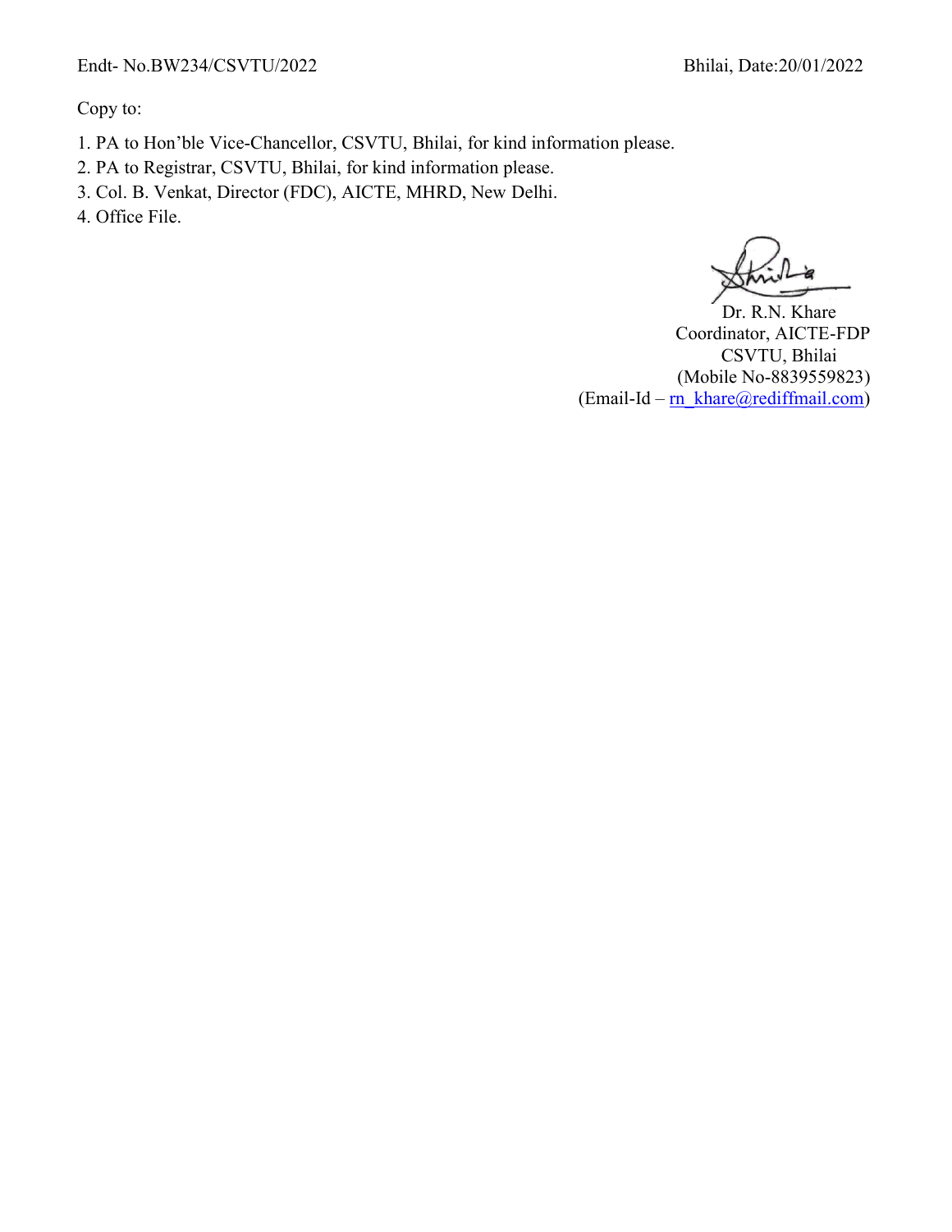Endt- No.BW234/CSVTU/2022 Bhilai, Date:20/01/2022

Copy to:

1. PA to Hon'ble Vice-Chancellor, CSVTU, Bhilai, for kind information please.
2. PA to Registrar, CSVTU, Bhilai, for kind information please.
3. Col. B. Venkat, Director (FDC), AICTE, MHRD, New Delhi.
4. Office File.

Dr. R.N. Khare
Coordinator, AICTE-FDP
CSVTU, Bhilai
(Mobile No-8839559823)
(Email-Id – rn_khare@rediffmail.com)